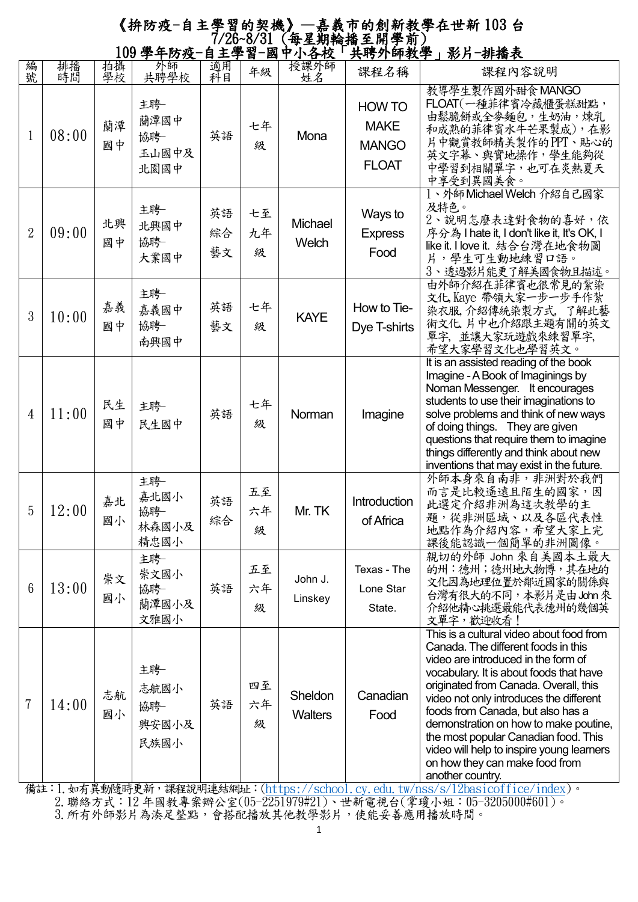# 《拚防疫-自主學習的契機》—嘉義市的創新教學在世新 103 台
## 7/26~8/31（每星期輪播至開學前）
## 109 學年防疫-自主學習-國中小各校「共聘外師教學」影片-排播表

| 編號 | 排播時間 | 拍攝學校 | 外師共聘學校 | 適用科目 | 年級 | 授課外師姓名 | 課程名稱 | 課程內容說明 |
|---|---|---|---|---|---|---|---|---|
| 1 | 08:00 | 蘭潭國中 | 主聘-蘭潭國中<br>協聘-玉山國中及北園國中 | 英語 | 七年級 | Mona | HOW TO MAKE MANGO FLOAT | 教導學生製作國外甜食 MANGO FLOAT(一種菲律賓冷藏櫃蛋糕甜點，由鬆脆餅或全麥麵包，生奶油，煉乳和成熟的菲律賓水牛芒果製成)，在影片中觀賞教師精美製作的 PPT、貼心的英文字幕、與實地操作，學生能夠從中學習到相關單字，也可在炎熱夏天中享受到異國美食。 |
| 2 | 09:00 | 北興國中 | 主聘-北興國中<br>協聘-大業國中 | 英語<br>綜合<br>藝文 | 七至九年級 | Michael Welch | Ways to Express Food | 1、外師 Michael Welch 介紹自己國家及特色。<br>2、說明怎麼表達對食物的喜好，依序分為 I hate it, I don't like it, It's OK, I like it. I love it. 結合台灣在地食物圖片，學生可生動地練習口語。<br>3、透過影片能更了解美國食物且描述。 |
| 3 | 10:00 | 嘉義國中 | 主聘-嘉義國中<br>協聘-南興國中 | 英語<br>藝文 | 七年級 | KAYE | How to Tie-Dye T-shirts | 由外師介紹在菲律賓也很常見的紮染文化, Kaye 帶領大家一步一步手作紮染衣服, 介紹傳統染製方式, 了解此藝術文化. 片中也介紹跟主題有關的英文單字, 並讓大家玩遊戲來練習單字, 希望大家學習文化也學習英文。 |
| 4 | 11:00 | 民生國中 | 主聘-民生國中 | 英語 | 七年級 | Norman | Imagine | It is an assisted reading of the book Imagine - A Book of Imaginings by Noman Messenger. It encourages students to use their imaginations to solve problems and think of new ways of doing things. They are given questions that require them to imagine things differently and think about new inventions that may exist in the future. |
| 5 | 12:00 | 嘉北國小 | 主聘-嘉北國小<br>協聘-林森國小及精忠國小 | 英語<br>綜合 | 五至六年級 | Mr. TK | Introduction of Africa | 外師本身來自南非，非洲對於我們而言是比較遙遠且陌生的國家，因此選定介紹非洲為這次教學的主題，從非洲區域、以及各區代表性地點作為介紹內容，希望大家上完課後能認識一個簡單的非洲圖像。 |
| 6 | 13:00 | 崇文國小 | 主聘-崇文國小<br>協聘-蘭潭國小及文雅國小 | 英語 | 五至六年級 | John J. Linskey | Texas - The Lone Star State. | 親切的外師 John 來自美國本土最大的州：德州；德州地大物博，其在地的文化因為地理位置於鄰近國家的關係與台灣有很大的不同，本影片是由 John 來介紹他精心挑選最能代表德州的幾個英文單字，歡迎收看！ |
| 7 | 14:00 | 志航國小 | 主聘-志航國小<br>協聘-興安國小及民族國小 | 英語 | 四至六年級 | Sheldon Walters | Canadian Food | This is a cultural video about food from Canada. The different foods in this video are introduced in the form of vocabulary. It is about foods that have originated from Canada. Overall, this video not only introduces the different foods from Canada, but also has a demonstration on how to make poutine, the most popular Canadian food. This video will help to inspire young learners on how they can make food from another country. |

備註：1. 如有異動隨時更新，課程說明連結網址：(https://school.cy.edu.tw/nss/s/12basicoffice/index)。
2. 聯絡方式：12 年國教專案辦公室(05-2251979#21)、世新電視台(掌瓊小姐：05-3205000#601)。
3. 所有外師影片為湊足整點，會搭配播放其他教學影片，使能妥善應用播放時間。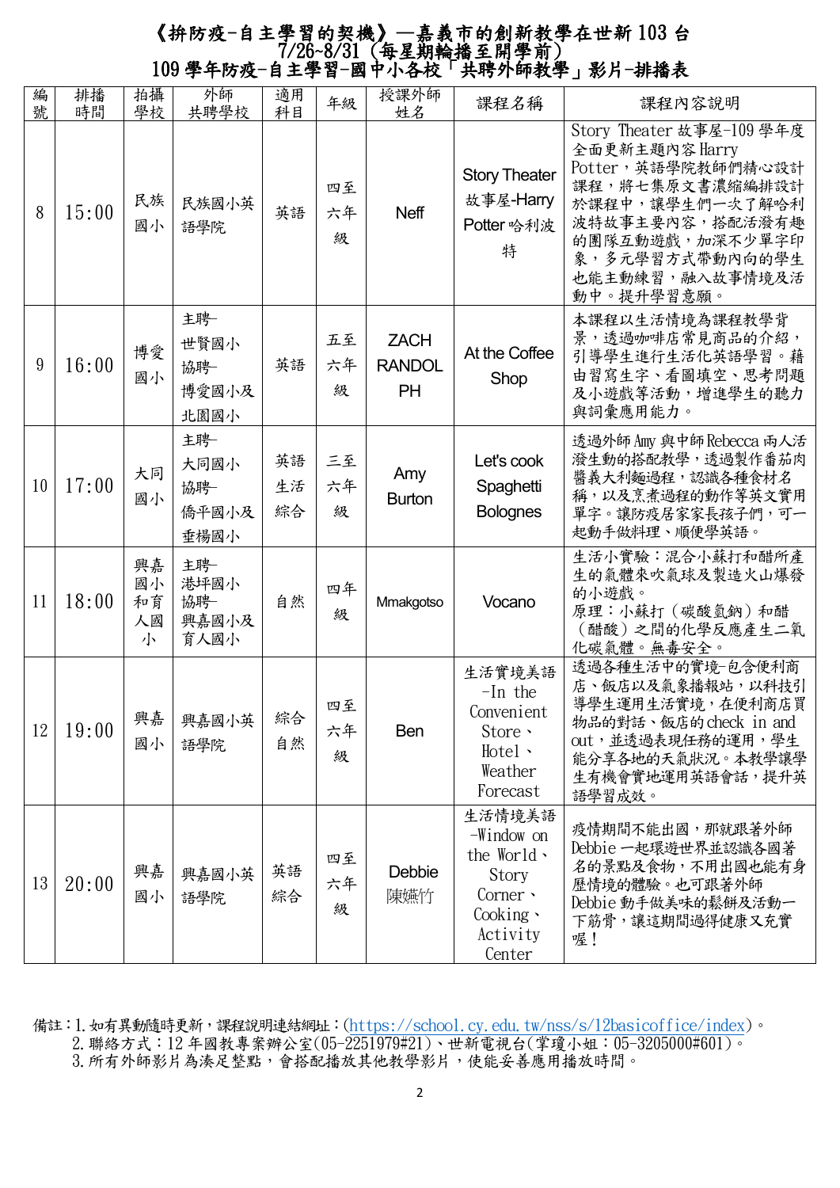# 《拚防疫-自主學習的契機》—嘉義市的創新教學在世新 103 台 7/26~8/31（每星期輪播至開學前）
# 109 學年防疫-自主學習-國中小各校「共聘外師教學」影片-排播表

| 編號 | 排播時間 | 拍攝學校 | 外師共聘學校 | 適用科目 | 年級 | 授課外師姓名 | 課程名稱 | 課程內容說明 |
|---|---|---|---|---|---|---|---|---|
| 8 | 15:00 | 民族國小 | 民族國小英語學院 | 英語 | 四至六年級 | Neff | Story Theater 故事屋-Harry Potter 哈利波特 | Story Theater 故事屋-109 學年度全面更新主題內容 Harry Potter，英語學院教師們精心設計課程，將七集原文書濃縮編排設計於課程中，讓學生們一次了解哈利波特故事主要內容，搭配活潑有趣的團隊互動遊戲，加深不少單字印象，多元學習方式帶動內向的學生也能主動練習，融入故事情境及活動中。提升學習意願。 |
| 9 | 16:00 | 博愛國小 | 主聘-世賢國小 協聘-博愛國小及北園國小 | 英語 | 五至六年級 | ZACH RANDOLPH | At the Coffee Shop | 本課程以生活情境為課程教學背景，透過咖啡店常見商品的介紹，引導學生進行生活化英語學習。藉由習寫生字、看圖填空、思考問題及小遊戲等活動，增進學生的聽力與詞彙應用能力。 |
| 10 | 17:00 | 大同國小 | 主聘-大同國小 協聘-僑平國小及垂楊國小 | 英語 生活 綜合 | 三至六年級 | Amy Burton | Let's cook Spaghetti Bolognes | 透過外師 Amy 與中師 Rebecca 兩人活潑生動的搭配教學，透過製作番茄肉醬義大利麵過程，認識各種食材名稱，以及烹煮過程的動作等英文實用單字。讓防疫居家家長孩子們，可一起動手做料理、順便學英語。 |
| 11 | 18:00 | 興嘉國小 和育人國小 | 主聘-港坪國小 協聘-興嘉國小及育人國小 | 自然 | 四年級 | Mmakgotso | Vocano | 生活小實驗：混合小蘇打和醋所產生的氣體來吹氣球及製造火山爆發的小遊戲。<br>原理：小蘇打（碳酸氫鈉）和醋（醋酸）之間的化學反應產生二氧化碳氣體。無毒安全。 |
| 12 | 19:00 | 興嘉國小 | 興嘉國小英語學院 | 綜合 自然 | 四至六年級 | Ben | 生活實境美語 -In the Convenient Store、Hotel、Weather Forecast | 透過各種生活中的實境-包含便利商店、飯店以及氣象播報站，以科技引導學生運用生活實境，在便利商店買物品的對話、飯店的 check in and out，並透過表現任務的運用，學生能分享各地的天氣狀況。本教學讓學生有機會實地運用英語會話，提升英語學習成效。 |
| 13 | 20:00 | 興嘉國小 | 興嘉國小英語學院 | 英語 綜合 | 四至六年級 | Debbie 陳嫵竹 | 生活情境美語 -Window on the World、Story Corner、Cooking、Activity Center | 疫情期間不能出國，那就跟著外師 Debbie 一起環遊世界並認識各國著名的景點及食物，不用出國也能有身歷情境的體驗。也可跟著外師 Debbie 動手做美味的鬆餅及活動一下筋骨，讓這期間過得健康又充實喔！ |

備註：1. 如有異動隨時更新，課程說明連結網址：(https://school.cy.edu.tw/nss/s/12basicoffice/index)。
2. 聯絡方式：12 年國教專案辦公室(05-2251979#21)、世新電視台(掌瓊小姐：05-3205000#601)。
3. 所有外師影片為湊足整點，會搭配播放其他教學影片，使能妥善應用播放時間。